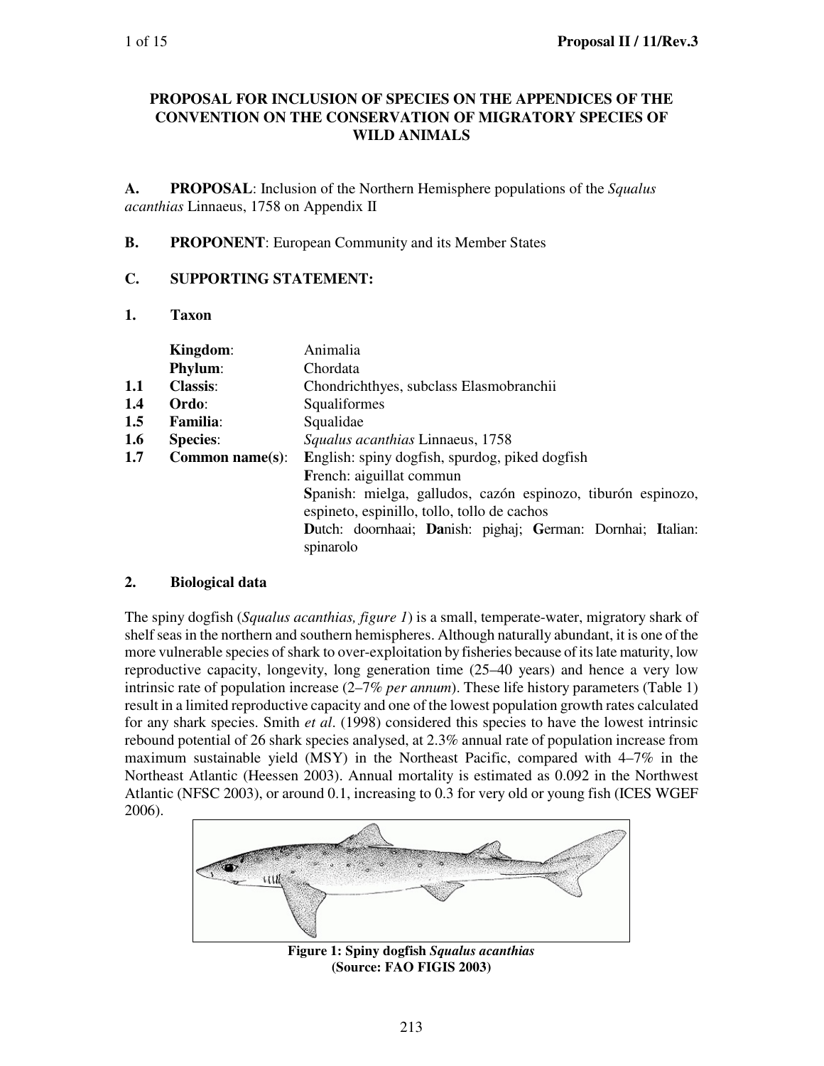# PROPOSAL FOR INCLUSION OF SPECIES ON THE APPENDICES OF THE CONVENTION ON THE CONSERVATION OF MIGRATORY SPECIES OF WILD ANIMALS

**A. PROPOSAL**: Inclusion of the Northern Hemisphere populations of the *Squalus acanthias* Linnaeus, 1758 on Appendix II

**B. PROPONENT**: European Community and its Member States

**C. SUPPORTING STATEMENT:**

**1. Taxon**

| | | |
|---|---|---|
| | **Kingdom**: | Animalia |
| | **Phylum**: | Chordata |
| 1.1 | **Classis**: | Chondrichthyes, subclass Elasmobranchii |
| 1.4 | **Ordo**: | Squaliformes |
| 1.5 | **Familia**: | Squalidae |
| 1.6 | **Species**: | *Squalus acanthias* Linnaeus, 1758 |
| 1.7 | **Common name(s)**: | **E**nglish: spiny dogfish, spurdog, piked dogfish<br>**F**rench: aiguillat commun<br>**S**panish: mielga, galludos, cazón espinozo, tiburón espinozo, espineto, espinillo, tollo, tollo de cachos<br>**D**utch: doornhaai; **Da**nish: pighaj; **G**erman: Dornhai; **I**talian: spinarolo |

**2. Biological data**

The spiny dogfish (*Squalus acanthias, figure 1*) is a small, temperate-water, migratory shark of shelf seas in the northern and southern hemispheres. Although naturally abundant, it is one of the more vulnerable species of shark to over-exploitation by fisheries because of its late maturity, low reproductive capacity, longevity, long generation time (25–40 years) and hence a very low intrinsic rate of population increase (2–7% *per annum*). These life history parameters (Table 1) result in a limited reproductive capacity and one of the lowest population growth rates calculated for any shark species. Smith *et al*. (1998) considered this species to have the lowest intrinsic rebound potential of 26 shark species analysed, at 2.3% annual rate of population increase from maximum sustainable yield (MSY) in the Northeast Pacific, compared with 4–7% in the Northeast Atlantic (Heessen 2003). Annual mortality is estimated as 0.092 in the Northwest Atlantic (NFSC 2003), or around 0.1, increasing to 0.3 for very old or young fish (ICES WGEF 2006).

**Figure 1: Spiny dogfish *Squalus acanthias* (Source: FAO FIGIS 2003)**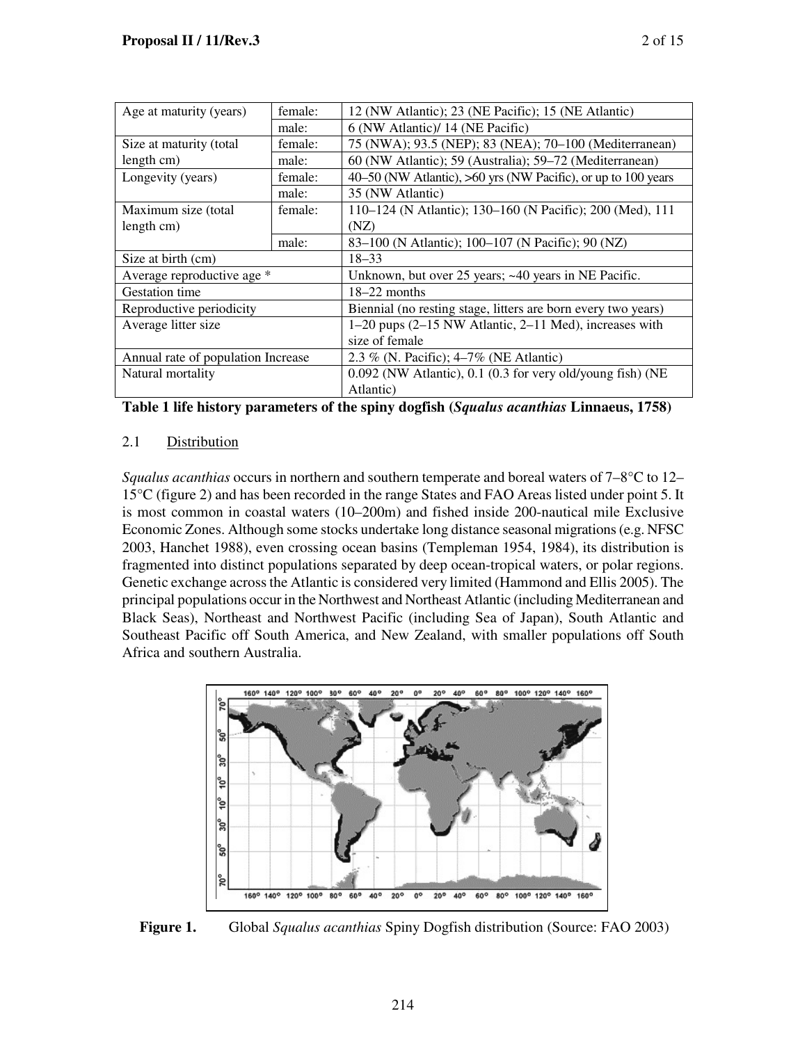| | | |
|---|---|---|
| Age at maturity (years) | female: | 12 (NW Atlantic); 23 (NE Pacific); 15 (NE Atlantic) |
| | male: | 6 (NW Atlantic)/ 14 (NE Pacific) |
| Size at maturity (total length cm) | female: | 75 (NWA); 93.5 (NEP); 83 (NEA); 70–100 (Mediterranean) |
| | male: | 60 (NW Atlantic); 59 (Australia); 59–72 (Mediterranean) |
| Longevity (years) | female: | 40–50 (NW Atlantic), >60 yrs (NW Pacific), or up to 100 years |
| | male: | 35 (NW Atlantic) |
| Maximum size (total length cm) | female: | 110–124 (N Atlantic); 130–160 (N Pacific); 200 (Med), 111 (NZ) |
| | male: | 83–100 (N Atlantic); 100–107 (N Pacific); 90 (NZ) |
| Size at birth (cm) | | 18–33 |
| Average reproductive age * | | Unknown, but over 25 years; ~40 years in NE Pacific. |
| Gestation time | | 18–22 months |
| Reproductive periodicity | | Biennial (no resting stage, litters are born every two years) |
| Average litter size | | 1–20 pups (2–15 NW Atlantic, 2–11 Med), increases with size of female |
| Annual rate of population Increase | | 2.3 % (N. Pacific); 4–7% (NE Atlantic) |
| Natural mortality | | 0.092 (NW Atlantic), 0.1 (0.3 for very old/young fish) (NE Atlantic) |

**Table 1 life history parameters of the spiny dogfish (*Squalus acanthias* Linnaeus, 1758)**

## 2.1 Distribution

*Squalus acanthias* occurs in northern and southern temperate and boreal waters of 7–8°C to 12–15°C (figure 2) and has been recorded in the range States and FAO Areas listed under point 5. It is most common in coastal waters (10–200m) and fished inside 200-nautical mile Exclusive Economic Zones. Although some stocks undertake long distance seasonal migrations (e.g. NFSC 2003, Hanchet 1988), even crossing ocean basins (Templeman 1954, 1984), its distribution is fragmented into distinct populations separated by deep ocean-tropical waters, or polar regions. Genetic exchange across the Atlantic is considered very limited (Hammond and Ellis 2005). The principal populations occur in the Northwest and Northeast Atlantic (including Mediterranean and Black Seas), Northeast and Northwest Pacific (including Sea of Japan), South Atlantic and Southeast Pacific off South America, and New Zealand, with smaller populations off South Africa and southern Australia.

**Figure 1.** Global *Squalus acanthias* Spiny Dogfish distribution (Source: FAO 2003)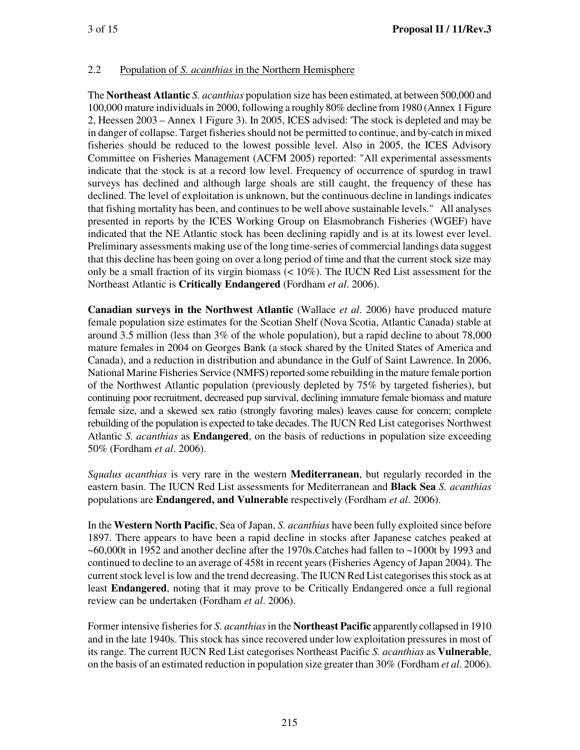## 2.2 Population of *S. acanthias* in the Northern Hemisphere

The **Northeast Atlantic** *S. acanthias* population size has been estimated, at between 500,000 and 100,000 mature individuals in 2000, following a roughly 80% decline from 1980 (Annex 1 Figure 2, Heessen 2003 – Annex 1 Figure 3). In 2005, ICES advised: 'The stock is depleted and may be in danger of collapse. Target fisheries should not be permitted to continue, and by-catch in mixed fisheries should be reduced to the lowest possible level. Also in 2005, the ICES Advisory Committee on Fisheries Management (ACFM 2005) reported: "All experimental assessments indicate that the stock is at a record low level. Frequency of occurrence of spurdog in trawl surveys has declined and although large shoals are still caught, the frequency of these has declined. The level of exploitation is unknown, but the continuous decline in landings indicates that fishing mortality has been, and continues to be well above sustainable levels." All analyses presented in reports by the ICES Working Group on Elasmobranch Fisheries (WGEF) have indicated that the NE Atlantic stock has been declining rapidly and is at its lowest ever level. Preliminary assessments making use of the long time-series of commercial landings data suggest that this decline has been going on over a long period of time and that the current stock size may only be a small fraction of its virgin biomass (< 10%). The IUCN Red List assessment for the Northeast Atlantic is **Critically Endangered** (Fordham *et al*. 2006).

**Canadian surveys in the Northwest Atlantic** (Wallace *et al*. 2006) have produced mature female population size estimates for the Scotian Shelf (Nova Scotia, Atlantic Canada) stable at around 3.5 million (less than 3% of the whole population), but a rapid decline to about 78,000 mature females in 2004 on Georges Bank (a stock shared by the United States of America and Canada), and a reduction in distribution and abundance in the Gulf of Saint Lawrence. In 2006, National Marine Fisheries Service (NMFS) reported some rebuilding in the mature female portion of the Northwest Atlantic population (previously depleted by 75% by targeted fisheries), but continuing poor recruitment, decreased pup survival, declining immature female biomass and mature female size, and a skewed sex ratio (strongly favoring males) leaves cause for concern; complete rebuilding of the population is expected to take decades. The IUCN Red List categorises Northwest Atlantic *S. acanthias* as **Endangered**, on the basis of reductions in population size exceeding 50% (Fordham *et al*. 2006).

*Squalus acanthias* is very rare in the western **Mediterranean**, but regularly recorded in the eastern basin. The IUCN Red List assessments for Mediterranean and **Black Sea** *S. acanthias* populations are **Endangered, and Vulnerable** respectively (Fordham *et al*. 2006).

In the **Western North Pacific**, Sea of Japan, *S. acanthias* have been fully exploited since before 1897. There appears to have been a rapid decline in stocks after Japanese catches peaked at ~60,000t in 1952 and another decline after the 1970s.Catches had fallen to ~1000t by 1993 and continued to decline to an average of 458t in recent years (Fisheries Agency of Japan 2004). The current stock level is low and the trend decreasing. The IUCN Red List categorises this stock as at least **Endangered**, noting that it may prove to be Critically Endangered once a full regional review can be undertaken (Fordham *et al*. 2006).

Former intensive fisheries for *S. acanthias* in the **Northeast Pacific** apparently collapsed in 1910 and in the late 1940s. This stock has since recovered under low exploitation pressures in most of its range. The current IUCN Red List categorises Northeast Pacific *S. acanthias* as **Vulnerable**, on the basis of an estimated reduction in population size greater than 30% (Fordham *et al*. 2006).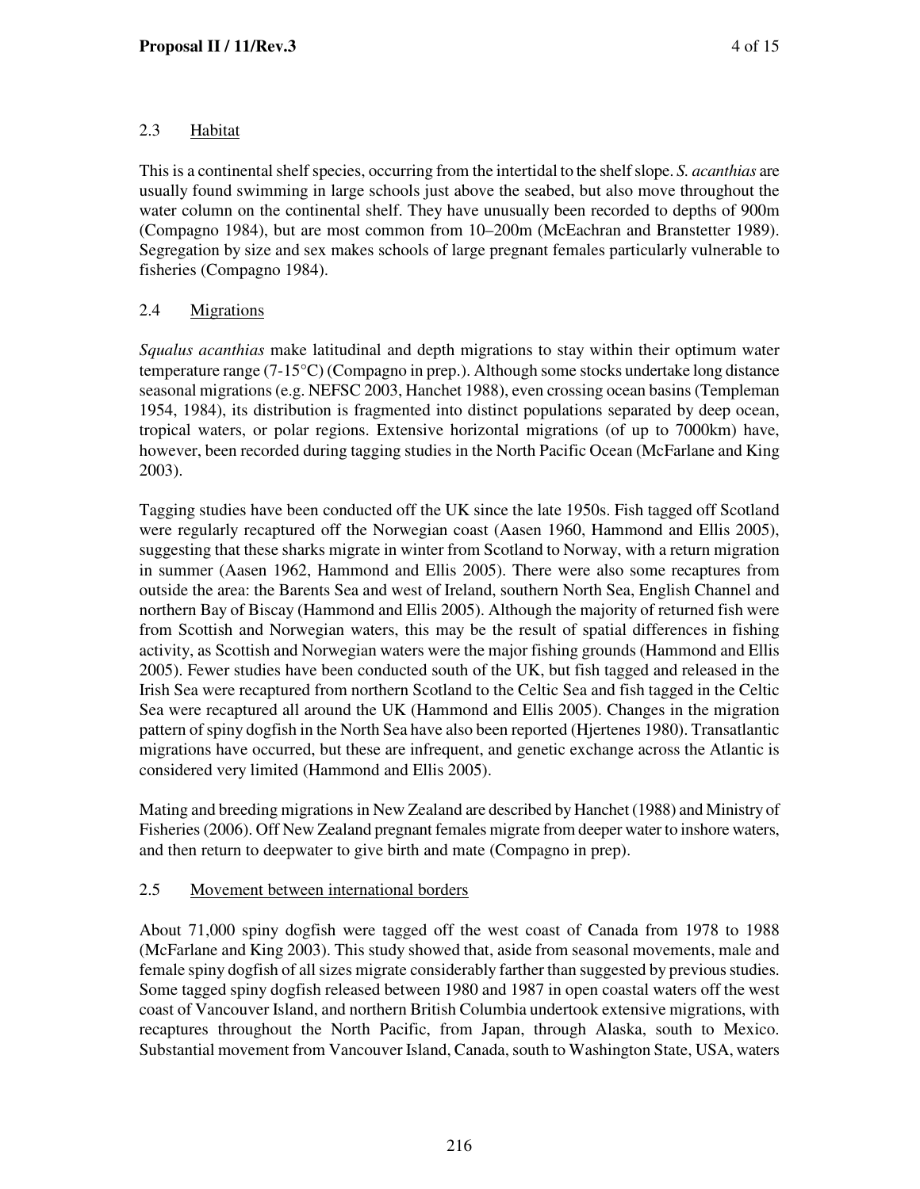## 2.3 Habitat

This is a continental shelf species, occurring from the intertidal to the shelf slope. *S. acanthias* are usually found swimming in large schools just above the seabed, but also move throughout the water column on the continental shelf. They have unusually been recorded to depths of 900m (Compagno 1984), but are most common from 10–200m (McEachran and Branstetter 1989). Segregation by size and sex makes schools of large pregnant females particularly vulnerable to fisheries (Compagno 1984).

## 2.4 Migrations

*Squalus acanthias* make latitudinal and depth migrations to stay within their optimum water temperature range (7-15°C) (Compagno in prep.). Although some stocks undertake long distance seasonal migrations (e.g. NEFSC 2003, Hanchet 1988), even crossing ocean basins (Templeman 1954, 1984), its distribution is fragmented into distinct populations separated by deep ocean, tropical waters, or polar regions. Extensive horizontal migrations (of up to 7000km) have, however, been recorded during tagging studies in the North Pacific Ocean (McFarlane and King 2003).

Tagging studies have been conducted off the UK since the late 1950s. Fish tagged off Scotland were regularly recaptured off the Norwegian coast (Aasen 1960, Hammond and Ellis 2005), suggesting that these sharks migrate in winter from Scotland to Norway, with a return migration in summer (Aasen 1962, Hammond and Ellis 2005). There were also some recaptures from outside the area: the Barents Sea and west of Ireland, southern North Sea, English Channel and northern Bay of Biscay (Hammond and Ellis 2005). Although the majority of returned fish were from Scottish and Norwegian waters, this may be the result of spatial differences in fishing activity, as Scottish and Norwegian waters were the major fishing grounds (Hammond and Ellis 2005). Fewer studies have been conducted south of the UK, but fish tagged and released in the Irish Sea were recaptured from northern Scotland to the Celtic Sea and fish tagged in the Celtic Sea were recaptured all around the UK (Hammond and Ellis 2005). Changes in the migration pattern of spiny dogfish in the North Sea have also been reported (Hjertenes 1980). Transatlantic migrations have occurred, but these are infrequent, and genetic exchange across the Atlantic is considered very limited (Hammond and Ellis 2005).

Mating and breeding migrations in New Zealand are described by Hanchet (1988) and Ministry of Fisheries (2006). Off New Zealand pregnant females migrate from deeper water to inshore waters, and then return to deepwater to give birth and mate (Compagno in prep).

## 2.5 Movement between international borders

About 71,000 spiny dogfish were tagged off the west coast of Canada from 1978 to 1988 (McFarlane and King 2003). This study showed that, aside from seasonal movements, male and female spiny dogfish of all sizes migrate considerably farther than suggested by previous studies. Some tagged spiny dogfish released between 1980 and 1987 in open coastal waters off the west coast of Vancouver Island, and northern British Columbia undertook extensive migrations, with recaptures throughout the North Pacific, from Japan, through Alaska, south to Mexico. Substantial movement from Vancouver Island, Canada, south to Washington State, USA, waters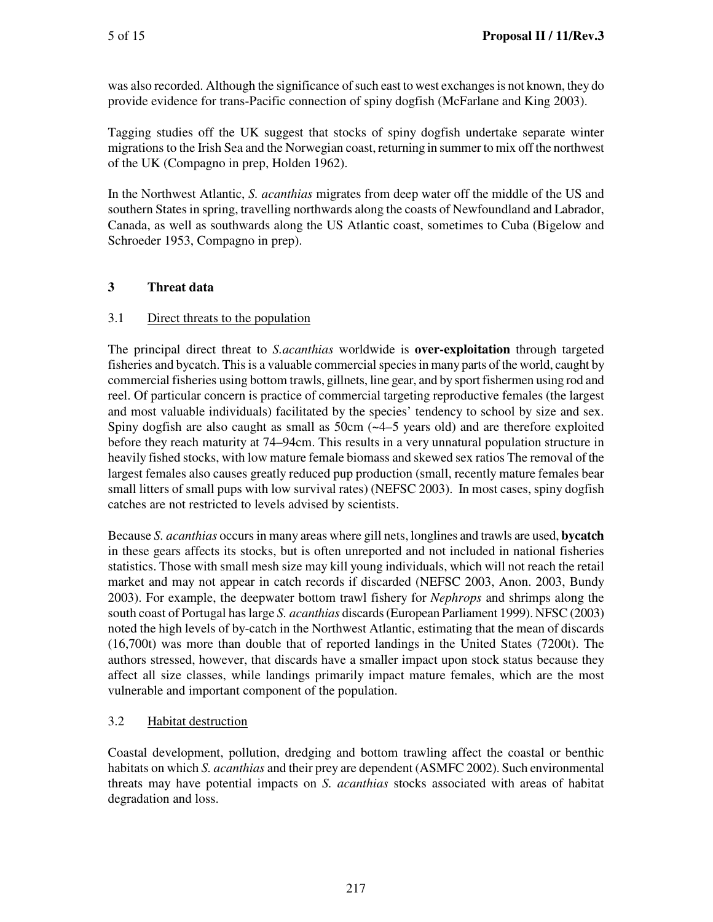was also recorded. Although the significance of such east to west exchanges is not known, they do provide evidence for trans-Pacific connection of spiny dogfish (McFarlane and King 2003).

Tagging studies off the UK suggest that stocks of spiny dogfish undertake separate winter migrations to the Irish Sea and the Norwegian coast, returning in summer to mix off the northwest of the UK (Compagno in prep, Holden 1962).

In the Northwest Atlantic, *S. acanthias* migrates from deep water off the middle of the US and southern States in spring, travelling northwards along the coasts of Newfoundland and Labrador, Canada, as well as southwards along the US Atlantic coast, sometimes to Cuba (Bigelow and Schroeder 1953, Compagno in prep).

## 3 Threat data

### 3.1 Direct threats to the population

The principal direct threat to *S.acanthias* worldwide is **over-exploitation** through targeted fisheries and bycatch. This is a valuable commercial species in many parts of the world, caught by commercial fisheries using bottom trawls, gillnets, line gear, and by sport fishermen using rod and reel. Of particular concern is practice of commercial targeting reproductive females (the largest and most valuable individuals) facilitated by the species' tendency to school by size and sex. Spiny dogfish are also caught as small as 50cm (~4–5 years old) and are therefore exploited before they reach maturity at 74–94cm. This results in a very unnatural population structure in heavily fished stocks, with low mature female biomass and skewed sex ratios The removal of the largest females also causes greatly reduced pup production (small, recently mature females bear small litters of small pups with low survival rates) (NEFSC 2003). In most cases, spiny dogfish catches are not restricted to levels advised by scientists.

Because *S. acanthias* occurs in many areas where gill nets, longlines and trawls are used, **bycatch** in these gears affects its stocks, but is often unreported and not included in national fisheries statistics. Those with small mesh size may kill young individuals, which will not reach the retail market and may not appear in catch records if discarded (NEFSC 2003, Anon. 2003, Bundy 2003). For example, the deepwater bottom trawl fishery for *Nephrops* and shrimps along the south coast of Portugal has large *S. acanthias* discards (European Parliament 1999). NFSC (2003) noted the high levels of by-catch in the Northwest Atlantic, estimating that the mean of discards (16,700t) was more than double that of reported landings in the United States (7200t). The authors stressed, however, that discards have a smaller impact upon stock status because they affect all size classes, while landings primarily impact mature females, which are the most vulnerable and important component of the population.

### 3.2 Habitat destruction

Coastal development, pollution, dredging and bottom trawling affect the coastal or benthic habitats on which *S. acanthias* and their prey are dependent (ASMFC 2002). Such environmental threats may have potential impacts on *S. acanthias* stocks associated with areas of habitat degradation and loss.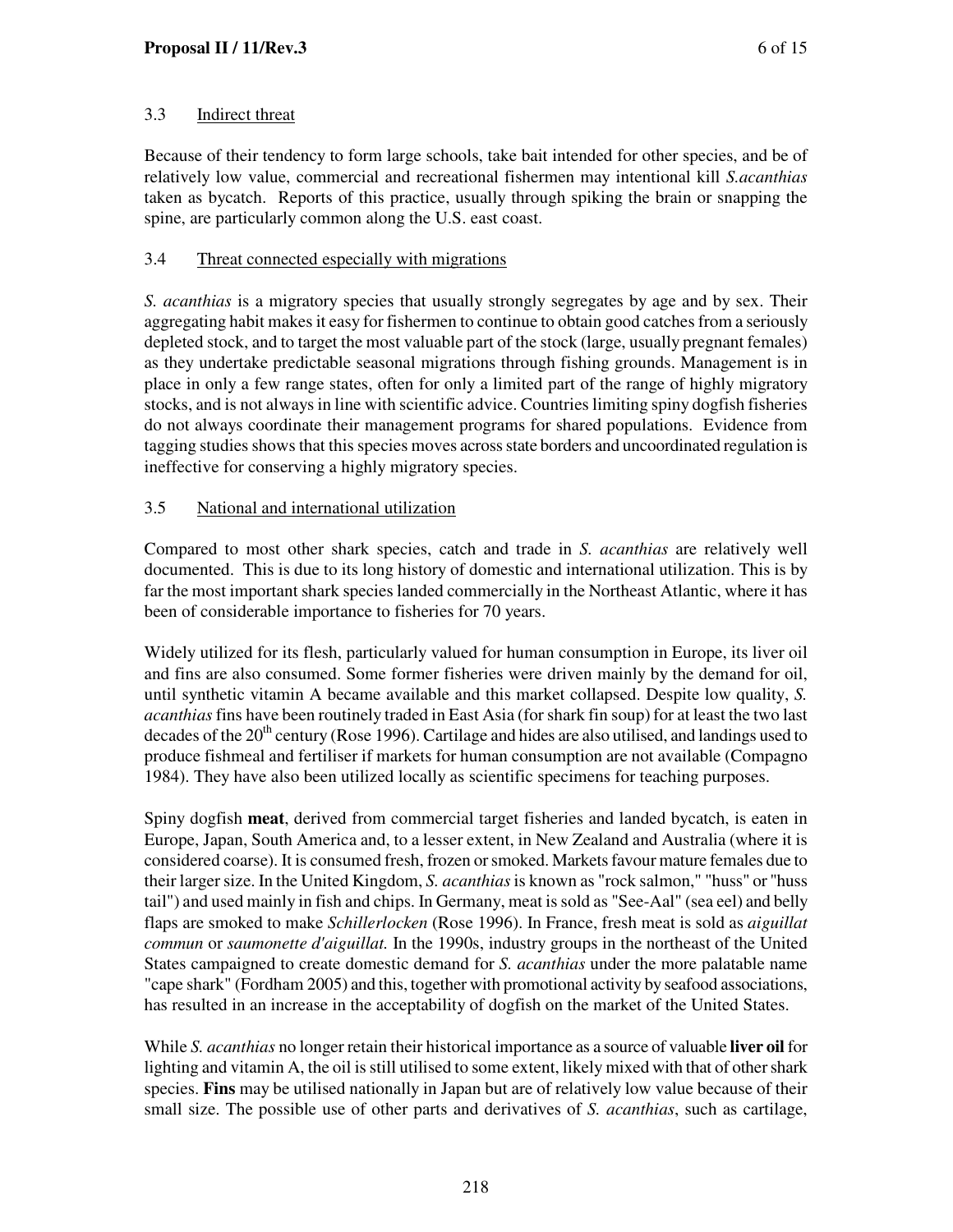### 3.3 Indirect threat

Because of their tendency to form large schools, take bait intended for other species, and be of relatively low value, commercial and recreational fishermen may intentional kill *S.acanthias* taken as bycatch. Reports of this practice, usually through spiking the brain or snapping the spine, are particularly common along the U.S. east coast.

### 3.4 Threat connected especially with migrations

*S. acanthias* is a migratory species that usually strongly segregates by age and by sex. Their aggregating habit makes it easy for fishermen to continue to obtain good catches from a seriously depleted stock, and to target the most valuable part of the stock (large, usually pregnant females) as they undertake predictable seasonal migrations through fishing grounds. Management is in place in only a few range states, often for only a limited part of the range of highly migratory stocks, and is not always in line with scientific advice. Countries limiting spiny dogfish fisheries do not always coordinate their management programs for shared populations. Evidence from tagging studies shows that this species moves across state borders and uncoordinated regulation is ineffective for conserving a highly migratory species.

### 3.5 National and international utilization

Compared to most other shark species, catch and trade in *S. acanthias* are relatively well documented. This is due to its long history of domestic and international utilization. This is by far the most important shark species landed commercially in the Northeast Atlantic, where it has been of considerable importance to fisheries for 70 years.

Widely utilized for its flesh, particularly valued for human consumption in Europe, its liver oil and fins are also consumed. Some former fisheries were driven mainly by the demand for oil, until synthetic vitamin A became available and this market collapsed. Despite low quality, *S. acanthias* fins have been routinely traded in East Asia (for shark fin soup) for at least the two last decades of the 20th century (Rose 1996). Cartilage and hides are also utilised, and landings used to produce fishmeal and fertiliser if markets for human consumption are not available (Compagno 1984). They have also been utilized locally as scientific specimens for teaching purposes.

Spiny dogfish **meat**, derived from commercial target fisheries and landed bycatch, is eaten in Europe, Japan, South America and, to a lesser extent, in New Zealand and Australia (where it is considered coarse). It is consumed fresh, frozen or smoked. Markets favour mature females due to their larger size. In the United Kingdom, *S. acanthias* is known as "rock salmon," "huss" or "huss tail") and used mainly in fish and chips. In Germany, meat is sold as "See-Aal" (sea eel) and belly flaps are smoked to make *Schillerlocken* (Rose 1996). In France, fresh meat is sold as *aiguillat commun* or *saumonette d'aiguillat.* In the 1990s, industry groups in the northeast of the United States campaigned to create domestic demand for *S. acanthias* under the more palatable name "cape shark" (Fordham 2005) and this, together with promotional activity by seafood associations, has resulted in an increase in the acceptability of dogfish on the market of the United States.

While *S. acanthias* no longer retain their historical importance as a source of valuable **liver oil** for lighting and vitamin A, the oil is still utilised to some extent, likely mixed with that of other shark species. **Fins** may be utilised nationally in Japan but are of relatively low value because of their small size. The possible use of other parts and derivatives of *S. acanthias*, such as cartilage,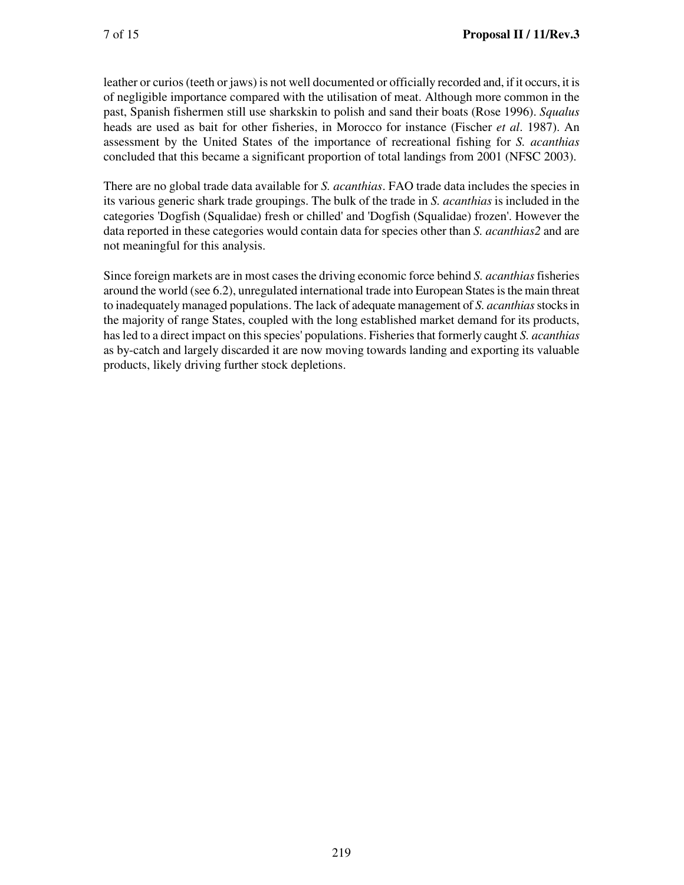leather or curios (teeth or jaws) is not well documented or officially recorded and, if it occurs, it is of negligible importance compared with the utilisation of meat. Although more common in the past, Spanish fishermen still use sharkskin to polish and sand their boats (Rose 1996). *Squalus* heads are used as bait for other fisheries, in Morocco for instance (Fischer *et al*. 1987). An assessment by the United States of the importance of recreational fishing for *S. acanthias* concluded that this became a significant proportion of total landings from 2001 (NFSC 2003).

There are no global trade data available for *S. acanthias*. FAO trade data includes the species in its various generic shark trade groupings. The bulk of the trade in *S. acanthias* is included in the categories 'Dogfish (Squalidae) fresh or chilled' and 'Dogfish (Squalidae) frozen'. However the data reported in these categories would contain data for species other than *S. acanthias2* and are not meaningful for this analysis.

Since foreign markets are in most cases the driving economic force behind *S. acanthias* fisheries around the world (see 6.2), unregulated international trade into European States is the main threat to inadequately managed populations. The lack of adequate management of *S. acanthias* stocks in the majority of range States, coupled with the long established market demand for its products, has led to a direct impact on this species' populations. Fisheries that formerly caught *S. acanthias* as by-catch and largely discarded it are now moving towards landing and exporting its valuable products, likely driving further stock depletions.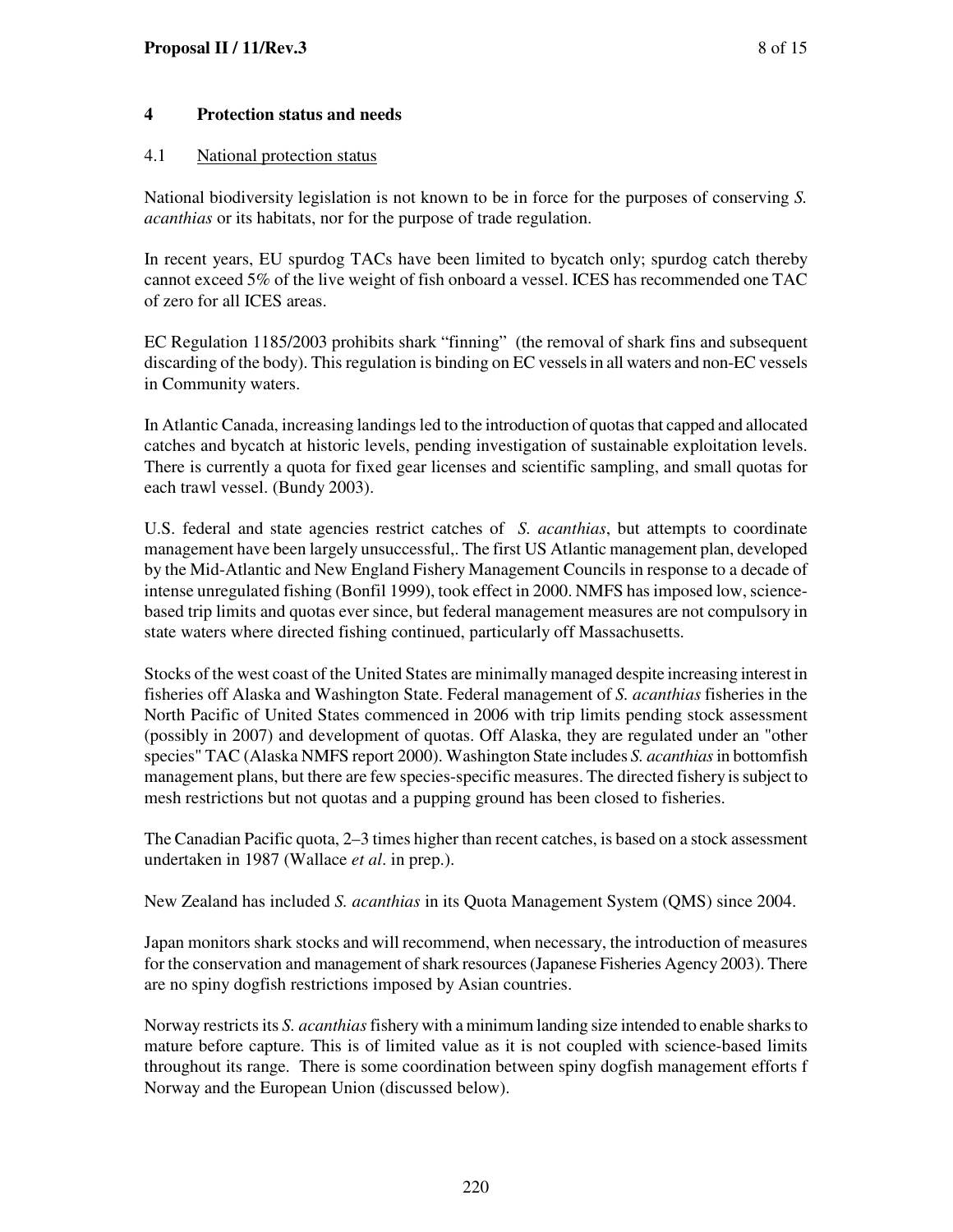## 4 Protection status and needs

### 4.1 National protection status

National biodiversity legislation is not known to be in force for the purposes of conserving *S. acanthias* or its habitats, nor for the purpose of trade regulation.

In recent years, EU spurdog TACs have been limited to bycatch only; spurdog catch thereby cannot exceed 5% of the live weight of fish onboard a vessel. ICES has recommended one TAC of zero for all ICES areas.

EC Regulation 1185/2003 prohibits shark "finning" (the removal of shark fins and subsequent discarding of the body). This regulation is binding on EC vessels in all waters and non-EC vessels in Community waters.

In Atlantic Canada, increasing landings led to the introduction of quotas that capped and allocated catches and bycatch at historic levels, pending investigation of sustainable exploitation levels. There is currently a quota for fixed gear licenses and scientific sampling, and small quotas for each trawl vessel. (Bundy 2003).

U.S. federal and state agencies restrict catches of *S. acanthias*, but attempts to coordinate management have been largely unsuccessful,. The first US Atlantic management plan, developed by the Mid-Atlantic and New England Fishery Management Councils in response to a decade of intense unregulated fishing (Bonfil 1999), took effect in 2000. NMFS has imposed low, science-based trip limits and quotas ever since, but federal management measures are not compulsory in state waters where directed fishing continued, particularly off Massachusetts.

Stocks of the west coast of the United States are minimally managed despite increasing interest in fisheries off Alaska and Washington State. Federal management of *S. acanthias* fisheries in the North Pacific of United States commenced in 2006 with trip limits pending stock assessment (possibly in 2007) and development of quotas. Off Alaska, they are regulated under an "other species" TAC (Alaska NMFS report 2000). Washington State includes *S. acanthias* in bottomfish management plans, but there are few species-specific measures. The directed fishery is subject to mesh restrictions but not quotas and a pupping ground has been closed to fisheries.

The Canadian Pacific quota, 2–3 times higher than recent catches, is based on a stock assessment undertaken in 1987 (Wallace *et al*. in prep.).

New Zealand has included *S. acanthias* in its Quota Management System (QMS) since 2004.

Japan monitors shark stocks and will recommend, when necessary, the introduction of measures for the conservation and management of shark resources (Japanese Fisheries Agency 2003). There are no spiny dogfish restrictions imposed by Asian countries.

Norway restricts its *S. acanthias* fishery with a minimum landing size intended to enable sharks to mature before capture. This is of limited value as it is not coupled with science-based limits throughout its range. There is some coordination between spiny dogfish management efforts f Norway and the European Union (discussed below).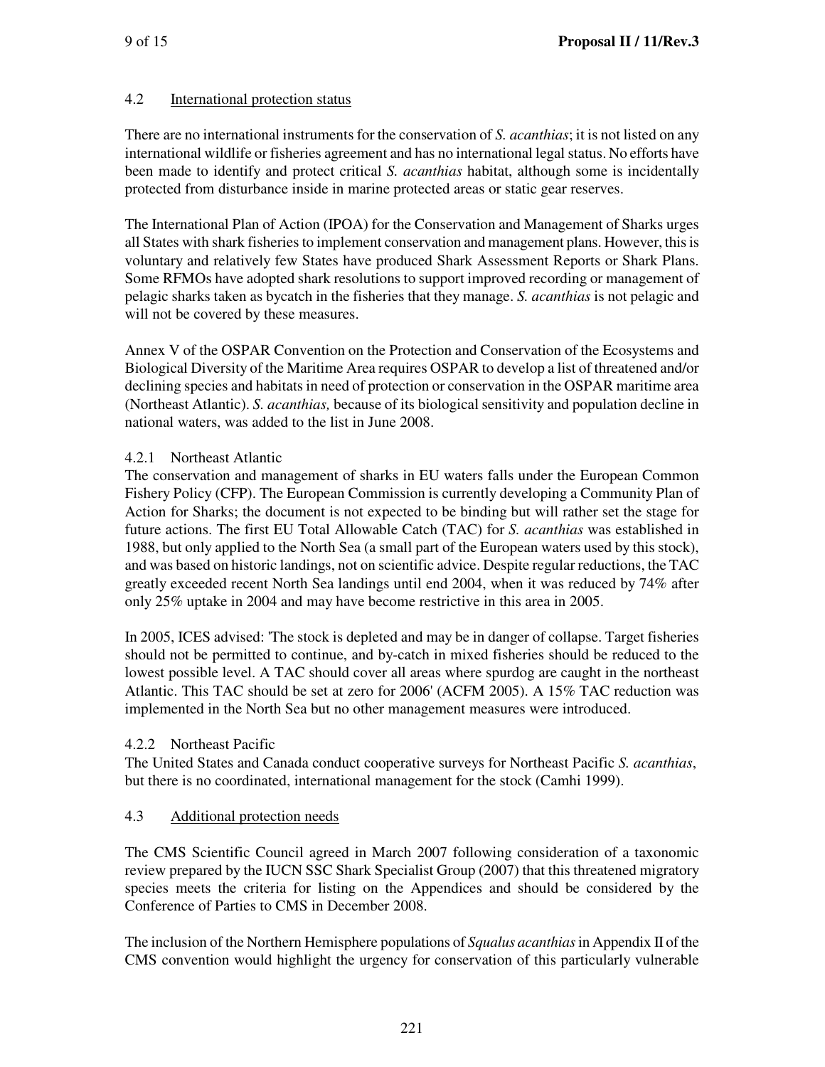### 4.2 International protection status

There are no international instruments for the conservation of *S. acanthias*; it is not listed on any international wildlife or fisheries agreement and has no international legal status. No efforts have been made to identify and protect critical *S. acanthias* habitat, although some is incidentally protected from disturbance inside in marine protected areas or static gear reserves.

The International Plan of Action (IPOA) for the Conservation and Management of Sharks urges all States with shark fisheries to implement conservation and management plans. However, this is voluntary and relatively few States have produced Shark Assessment Reports or Shark Plans. Some RFMOs have adopted shark resolutions to support improved recording or management of pelagic sharks taken as bycatch in the fisheries that they manage. *S. acanthias* is not pelagic and will not be covered by these measures.

Annex V of the OSPAR Convention on the Protection and Conservation of the Ecosystems and Biological Diversity of the Maritime Area requires OSPAR to develop a list of threatened and/or declining species and habitats in need of protection or conservation in the OSPAR maritime area (Northeast Atlantic). *S. acanthias,* because of its biological sensitivity and population decline in national waters, was added to the list in June 2008.

#### 4.2.1 Northeast Atlantic

The conservation and management of sharks in EU waters falls under the European Common Fishery Policy (CFP). The European Commission is currently developing a Community Plan of Action for Sharks; the document is not expected to be binding but will rather set the stage for future actions. The first EU Total Allowable Catch (TAC) for *S. acanthias* was established in 1988, but only applied to the North Sea (a small part of the European waters used by this stock), and was based on historic landings, not on scientific advice. Despite regular reductions, the TAC greatly exceeded recent North Sea landings until end 2004, when it was reduced by 74% after only 25% uptake in 2004 and may have become restrictive in this area in 2005.

In 2005, ICES advised: 'The stock is depleted and may be in danger of collapse. Target fisheries should not be permitted to continue, and by-catch in mixed fisheries should be reduced to the lowest possible level. A TAC should cover all areas where spurdog are caught in the northeast Atlantic. This TAC should be set at zero for 2006' (ACFM 2005). A 15% TAC reduction was implemented in the North Sea but no other management measures were introduced.

#### 4.2.2 Northeast Pacific

The United States and Canada conduct cooperative surveys for Northeast Pacific *S. acanthias*, but there is no coordinated, international management for the stock (Camhi 1999).

### 4.3 Additional protection needs

The CMS Scientific Council agreed in March 2007 following consideration of a taxonomic review prepared by the IUCN SSC Shark Specialist Group (2007) that this threatened migratory species meets the criteria for listing on the Appendices and should be considered by the Conference of Parties to CMS in December 2008.

The inclusion of the Northern Hemisphere populations of *Squalus acanthias* in Appendix II of the CMS convention would highlight the urgency for conservation of this particularly vulnerable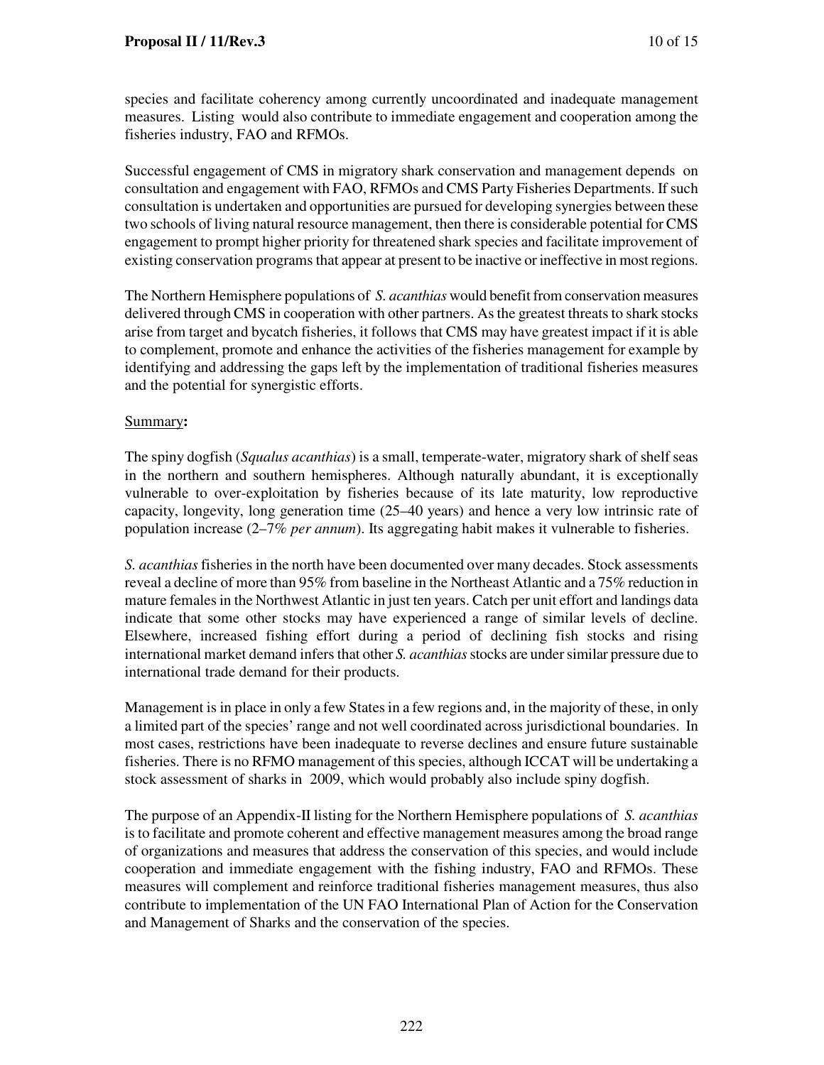species and facilitate coherency among currently uncoordinated and inadequate management measures. Listing would also contribute to immediate engagement and cooperation among the fisheries industry, FAO and RFMOs.

Successful engagement of CMS in migratory shark conservation and management depends on consultation and engagement with FAO, RFMOs and CMS Party Fisheries Departments. If such consultation is undertaken and opportunities are pursued for developing synergies between these two schools of living natural resource management, then there is considerable potential for CMS engagement to prompt higher priority for threatened shark species and facilitate improvement of existing conservation programs that appear at present to be inactive or ineffective in most regions.

The Northern Hemisphere populations of *S. acanthias* would benefit from conservation measures delivered through CMS in cooperation with other partners. As the greatest threats to shark stocks arise from target and bycatch fisheries, it follows that CMS may have greatest impact if it is able to complement, promote and enhance the activities of the fisheries management for example by identifying and addressing the gaps left by the implementation of traditional fisheries measures and the potential for synergistic efforts.

<u>Summary</u>**:**

The spiny dogfish (*Squalus acanthias*) is a small, temperate-water, migratory shark of shelf seas in the northern and southern hemispheres. Although naturally abundant, it is exceptionally vulnerable to over-exploitation by fisheries because of its late maturity, low reproductive capacity, longevity, long generation time (25–40 years) and hence a very low intrinsic rate of population increase (2–7% *per annum*). Its aggregating habit makes it vulnerable to fisheries.

*S. acanthias* fisheries in the north have been documented over many decades. Stock assessments reveal a decline of more than 95% from baseline in the Northeast Atlantic and a 75% reduction in mature females in the Northwest Atlantic in just ten years. Catch per unit effort and landings data indicate that some other stocks may have experienced a range of similar levels of decline. Elsewhere, increased fishing effort during a period of declining fish stocks and rising international market demand infers that other *S. acanthias* stocks are under similar pressure due to international trade demand for their products.

Management is in place in only a few States in a few regions and, in the majority of these, in only a limited part of the species' range and not well coordinated across jurisdictional boundaries. In most cases, restrictions have been inadequate to reverse declines and ensure future sustainable fisheries. There is no RFMO management of this species, although ICCAT will be undertaking a stock assessment of sharks in 2009, which would probably also include spiny dogfish.

The purpose of an Appendix-II listing for the Northern Hemisphere populations of *S. acanthias* is to facilitate and promote coherent and effective management measures among the broad range of organizations and measures that address the conservation of this species, and would include cooperation and immediate engagement with the fishing industry, FAO and RFMOs. These measures will complement and reinforce traditional fisheries management measures, thus also contribute to implementation of the UN FAO International Plan of Action for the Conservation and Management of Sharks and the conservation of the species.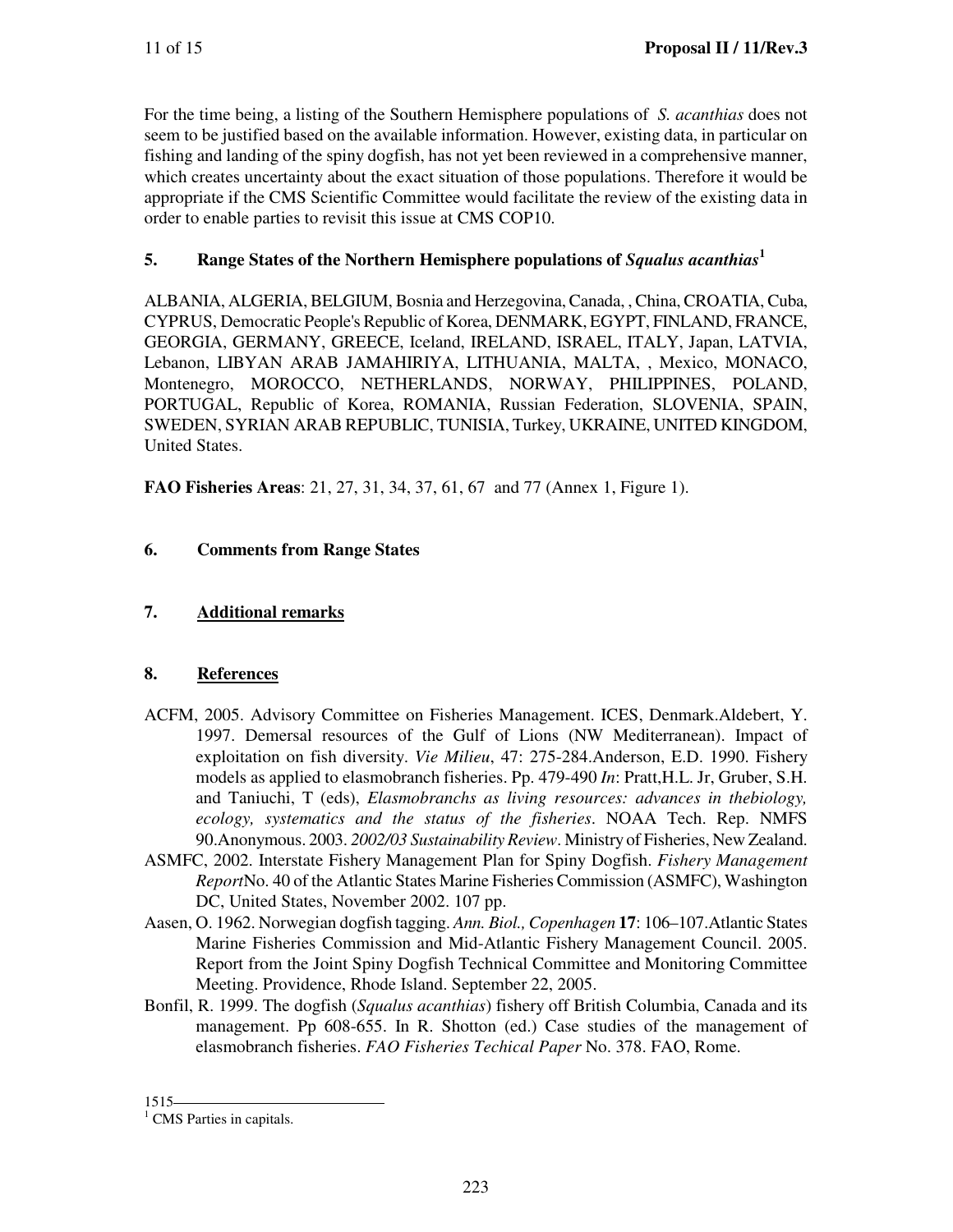For the time being, a listing of the Southern Hemisphere populations of *S. acanthias* does not seem to be justified based on the available information. However, existing data, in particular on fishing and landing of the spiny dogfish, has not yet been reviewed in a comprehensive manner, which creates uncertainty about the exact situation of those populations. Therefore it would be appropriate if the CMS Scientific Committee would facilitate the review of the existing data in order to enable parties to revisit this issue at CMS COP10.

## 5. Range States of the Northern Hemisphere populations of *Squalus acanthias*[1]

ALBANIA, ALGERIA, BELGIUM, Bosnia and Herzegovina, Canada, , China, CROATIA, Cuba, CYPRUS, Democratic People's Republic of Korea, DENMARK, EGYPT, FINLAND, FRANCE, GEORGIA, GERMANY, GREECE, Iceland, IRELAND, ISRAEL, ITALY, Japan, LATVIA, Lebanon, LIBYAN ARAB JAMAHIRIYA, LITHUANIA, MALTA, , Mexico, MONACO, Montenegro, MOROCCO, NETHERLANDS, NORWAY, PHILIPPINES, POLAND, PORTUGAL, Republic of Korea, ROMANIA, Russian Federation, SLOVENIA, SPAIN, SWEDEN, SYRIAN ARAB REPUBLIC, TUNISIA, Turkey, UKRAINE, UNITED KINGDOM, United States.

**FAO Fisheries Areas**: 21, 27, 31, 34, 37, 61, 67 and 77 (Annex 1, Figure 1).

## 6. Comments from Range States

## 7. Additional remarks

## 8. References

ACFM, 2005. Advisory Committee on Fisheries Management. ICES, Denmark.Aldebert, Y. 1997. Demersal resources of the Gulf of Lions (NW Mediterranean). Impact of exploitation on fish diversity. *Vie Milieu*, 47: 275-284.Anderson, E.D. 1990. Fishery models as applied to elasmobranch fisheries. Pp. 479-490 *In*: Pratt,H.L. Jr, Gruber, S.H. and Taniuchi, T (eds), *Elasmobranchs as living resources: advances in thebiology, ecology, systematics and the status of the fisheries*. NOAA Tech. Rep. NMFS 90.Anonymous. 2003. *2002/03 Sustainability Review*. Ministry of Fisheries, New Zealand.

ASMFC, 2002. Interstate Fishery Management Plan for Spiny Dogfish. *Fishery Management Report*No. 40 of the Atlantic States Marine Fisheries Commission (ASMFC), Washington DC, United States, November 2002. 107 pp.

Aasen, O. 1962. Norwegian dogfish tagging. *Ann. Biol., Copenhagen* **17**: 106–107.Atlantic States Marine Fisheries Commission and Mid-Atlantic Fishery Management Council. 2005. Report from the Joint Spiny Dogfish Technical Committee and Monitoring Committee Meeting. Providence, Rhode Island. September 22, 2005.

Bonfil, R. 1999. The dogfish (*Squalus acanthias*) fishery off British Columbia, Canada and its management. Pp 608-655. In R. Shotton (ed.) Case studies of the management of elasmobranch fisheries. *FAO Fisheries Techical Paper* No. 378. FAO, Rome.

1515

[1] CMS Parties in capitals.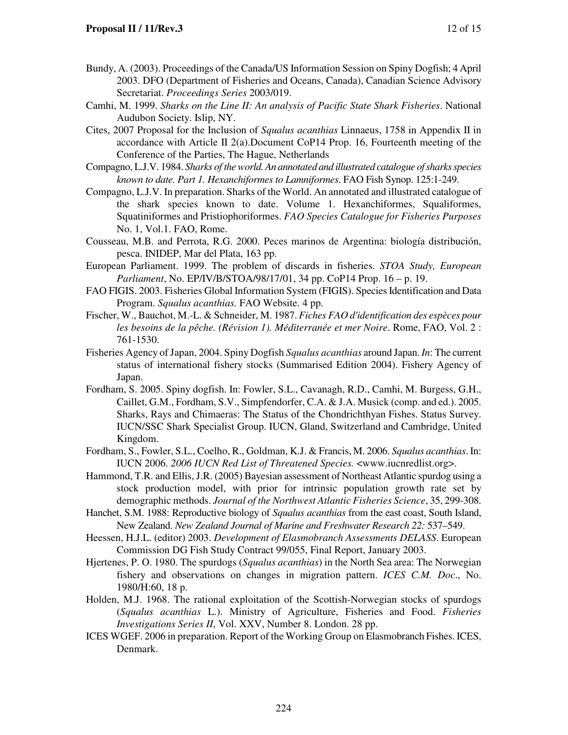Bundy, A. (2003). Proceedings of the Canada/US Information Session on Spiny Dogfish; 4 April 2003. DFO (Department of Fisheries and Oceans, Canada), Canadian Science Advisory Secretariat. *Proceedings Series* 2003/019.

Camhi, M. 1999. *Sharks on the Line II: An analysis of Pacific State Shark Fisheries*. National Audubon Society. Islip, NY.

Cites, 2007 Proposal for the Inclusion of *Squalus acanthias* Linnaeus, 1758 in Appendix II in accordance with Article II 2(a).Document CoP14 Prop. 16, Fourteenth meeting of the Conference of the Parties, The Hague, Netherlands

Compagno, L.J.V. 1984. *Sharks of the world. An annotated and illustrated catalogue of sharks species known to date. Part 1. Hexanchiformes to Lamniformes*. FAO Fish Synop. 125:1-249.

Compagno, L.J.V. In preparation. Sharks of the World. An annotated and illustrated catalogue of the shark species known to date. Volume 1. Hexanchiformes, Squaliformes, Squatiniformes and Pristiophoriformes. *FAO Species Catalogue for Fisheries Purposes* No. 1, Vol.1. FAO, Rome.

Cousseau, M.B. and Perrota, R.G. 2000. Peces marinos de Argentina: biología distribución, pesca. INIDEP, Mar del Plata, 163 pp.

European Parliament. 1999. The problem of discards in fisheries. *STOA Study, European Parliament*, No. EP/IV/B/STOA/98/17/01, 34 pp. CoP14 Prop. 16 – p. 19.

FAO FIGIS. 2003. Fisheries Global Information System (FIGIS). Species Identification and Data Program. *Squalus acanthias.* FAO Website. 4 pp.

Fischer, W., Bauchot, M.-L. & Schneider, M. 1987. *Fiches FAO d'identification des espèces pour les besoins de la pêche. (Révision 1). Méditerranée et mer Noire*. Rome, FAO, Vol. 2 : 761-1530.

Fisheries Agency of Japan, 2004. Spiny Dogfish *Squalus acanthias* around Japan. *In*: The current status of international fishery stocks (Summarised Edition 2004). Fishery Agency of Japan.

Fordham, S. 2005. Spiny dogfish. In: Fowler, S.L., Cavanagh, R.D., Camhi, M. Burgess, G.H., Caillet, G.M., Fordham, S.V., Simpfendorfer, C.A. & J.A. Musick (comp. and ed.). 2005. Sharks, Rays and Chimaeras: The Status of the Chondrichthyan Fishes. Status Survey. IUCN/SSC Shark Specialist Group. IUCN, Gland, Switzerland and Cambridge, United Kingdom.

Fordham, S., Fowler, S.L., Coelho, R., Goldman, K.J. & Francis, M. 2006. *Squalus acanthias*. In: IUCN 2006. *2006 IUCN Red List of Threatened Species.* <www.iucnredlist.org>.

Hammond, T.R. and Ellis, J.R. (2005) Bayesian assessment of Northeast Atlantic spurdog using a stock production model, with prior for intrinsic population growth rate set by demographic methods. *Journal of the Northwest Atlantic Fisheries Science*, 35, 299-308.

Hanchet, S.M. 1988: Reproductive biology of *Squalus acanthias* from the east coast, South Island, New Zealand. *New Zealand Journal of Marine and Freshwater Research 22:* 537–549.

Heessen, H.J.L. (editor) 2003. *Development of Elasmobranch Assessments DELASS*. European Commission DG Fish Study Contract 99/055, Final Report, January 2003.

Hjertenes, P. O. 1980. The spurdogs (*Squalus acanthias*) in the North Sea area: The Norwegian fishery and observations on changes in migration pattern. *ICES C.M. Doc*., No. 1980/H:60, 18 p.

Holden, M.J. 1968. The rational exploitation of the Scottish-Norwegian stocks of spurdogs (*Squalus acanthias* L.). Ministry of Agriculture, Fisheries and Food. *Fisheries Investigations Series II*, Vol. XXV, Number 8. London. 28 pp.

ICES WGEF. 2006 in preparation. Report of the Working Group on Elasmobranch Fishes. ICES, Denmark.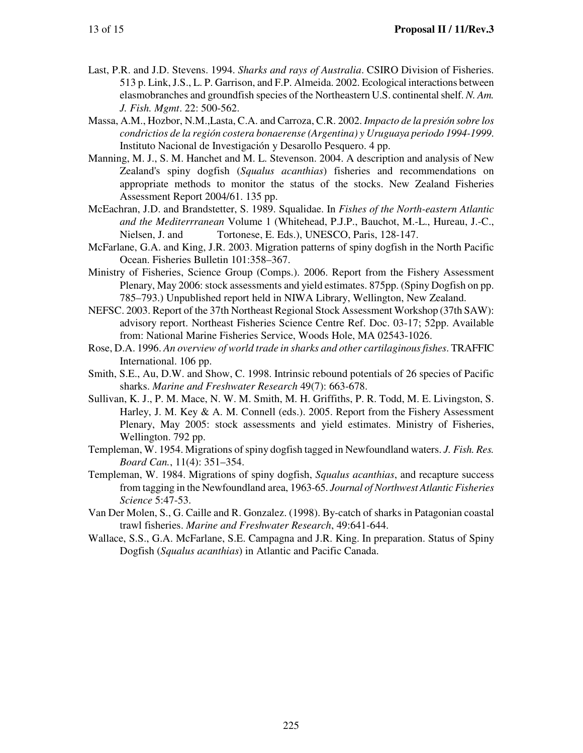Last, P.R. and J.D. Stevens. 1994. *Sharks and rays of Australia*. CSIRO Division of Fisheries. 513 p. Link, J.S., L. P. Garrison, and F.P. Almeida. 2002. Ecological interactions between elasmobranches and groundfish species of the Northeastern U.S. continental shelf. *N. Am. J. Fish. Mgmt*. 22: 500-562.

Massa, A.M., Hozbor, N.M.,Lasta, C.A. and Carroza, C.R. 2002. *Impacto de la presión sobre los condrictios de la región costera bonaerense (Argentina) y Uruguaya periodo 1994-1999.* Instituto Nacional de Investigación y Desarollo Pesquero. 4 pp.

Manning, M. J., S. M. Hanchet and M. L. Stevenson. 2004. A description and analysis of New Zealand's spiny dogfish (*Squalus acanthias*) fisheries and recommendations on appropriate methods to monitor the status of the stocks. New Zealand Fisheries Assessment Report 2004/61. 135 pp.

McEachran, J.D. and Brandstetter, S. 1989. Squalidae. In *Fishes of the North-eastern Atlantic and the Mediterrranean* Volume 1 (Whitehead, P.J.P., Bauchot, M.-L., Hureau, J.-C., Nielsen, J. and Tortonese, E. Eds.), UNESCO, Paris, 128-147.

McFarlane, G.A. and King, J.R. 2003. Migration patterns of spiny dogfish in the North Pacific Ocean. Fisheries Bulletin 101:358–367.

Ministry of Fisheries, Science Group (Comps.). 2006. Report from the Fishery Assessment Plenary, May 2006: stock assessments and yield estimates. 875pp. (Spiny Dogfish on pp. 785–793.) Unpublished report held in NIWA Library, Wellington, New Zealand.

NEFSC. 2003. Report of the 37th Northeast Regional Stock Assessment Workshop (37th SAW): advisory report. Northeast Fisheries Science Centre Ref. Doc. 03-17; 52pp. Available from: National Marine Fisheries Service, Woods Hole, MA 02543-1026.

Rose, D.A. 1996. *An overview of world trade in sharks and other cartilaginous fishes*. TRAFFIC International. 106 pp.

Smith, S.E., Au, D.W. and Show, C. 1998. Intrinsic rebound potentials of 26 species of Pacific sharks. *Marine and Freshwater Research* 49(7): 663-678.

Sullivan, K. J., P. M. Mace, N. W. M. Smith, M. H. Griffiths, P. R. Todd, M. E. Livingston, S. Harley, J. M. Key & A. M. Connell (eds.). 2005. Report from the Fishery Assessment Plenary, May 2005: stock assessments and yield estimates. Ministry of Fisheries, Wellington. 792 pp.

Templeman, W. 1954. Migrations of spiny dogfish tagged in Newfoundland waters. *J. Fish. Res. Board Can.*, 11(4): 351–354.

Templeman, W. 1984. Migrations of spiny dogfish, *Squalus acanthias*, and recapture success from tagging in the Newfoundland area, 1963-65. *Journal of Northwest Atlantic Fisheries Science* 5:47-53.

Van Der Molen, S., G. Caille and R. Gonzalez. (1998). By-catch of sharks in Patagonian coastal trawl fisheries. *Marine and Freshwater Research*, 49:641-644.

Wallace, S.S., G.A. McFarlane, S.E. Campagna and J.R. King. In preparation. Status of Spiny Dogfish (*Squalus acanthias*) in Atlantic and Pacific Canada.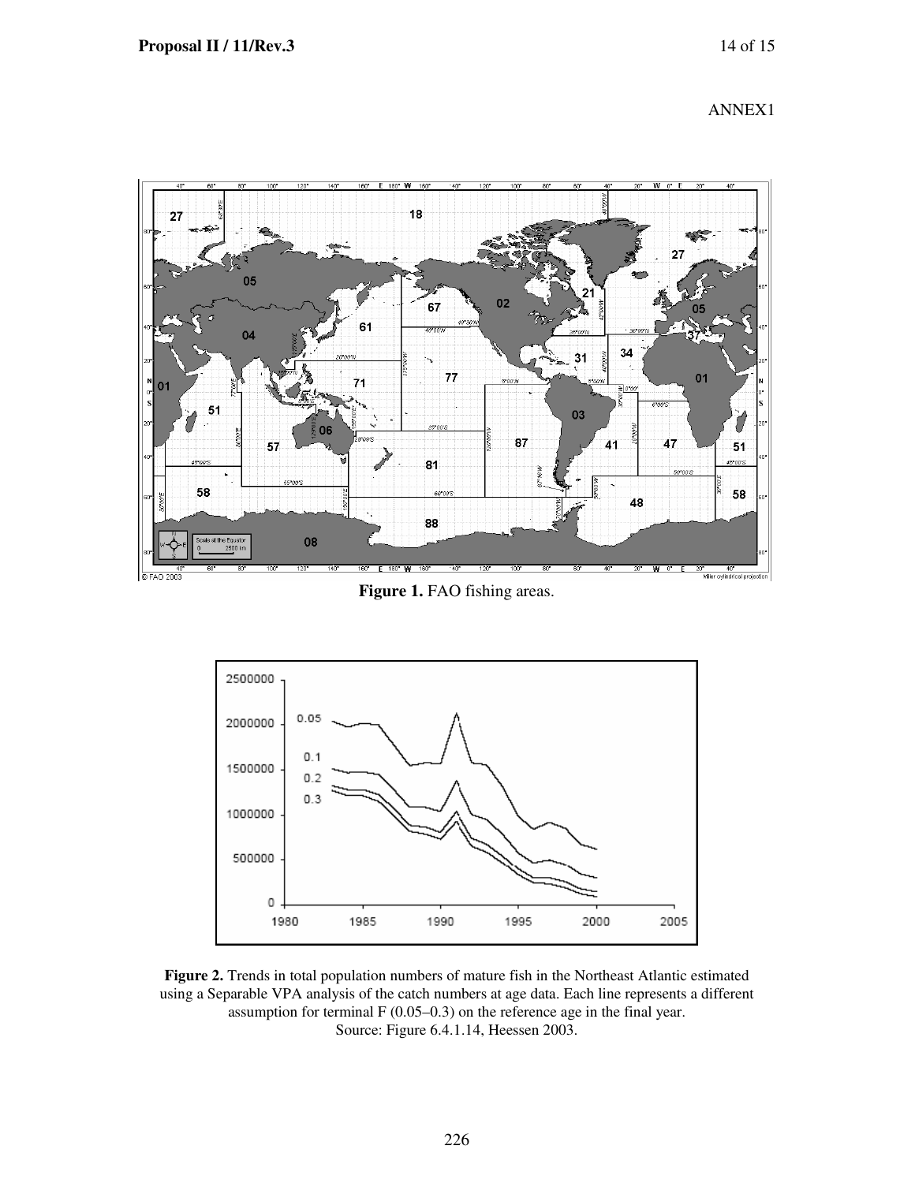ANNEX1

**Figure 1.** FAO fishing areas.

**Figure 2.** Trends in total population numbers of mature fish in the Northeast Atlantic estimated using a Separable VPA analysis of the catch numbers at age data. Each line represents a different assumption for terminal F (0.05–0.3) on the reference age in the final year.
Source: Figure 6.4.1.14, Heessen 2003.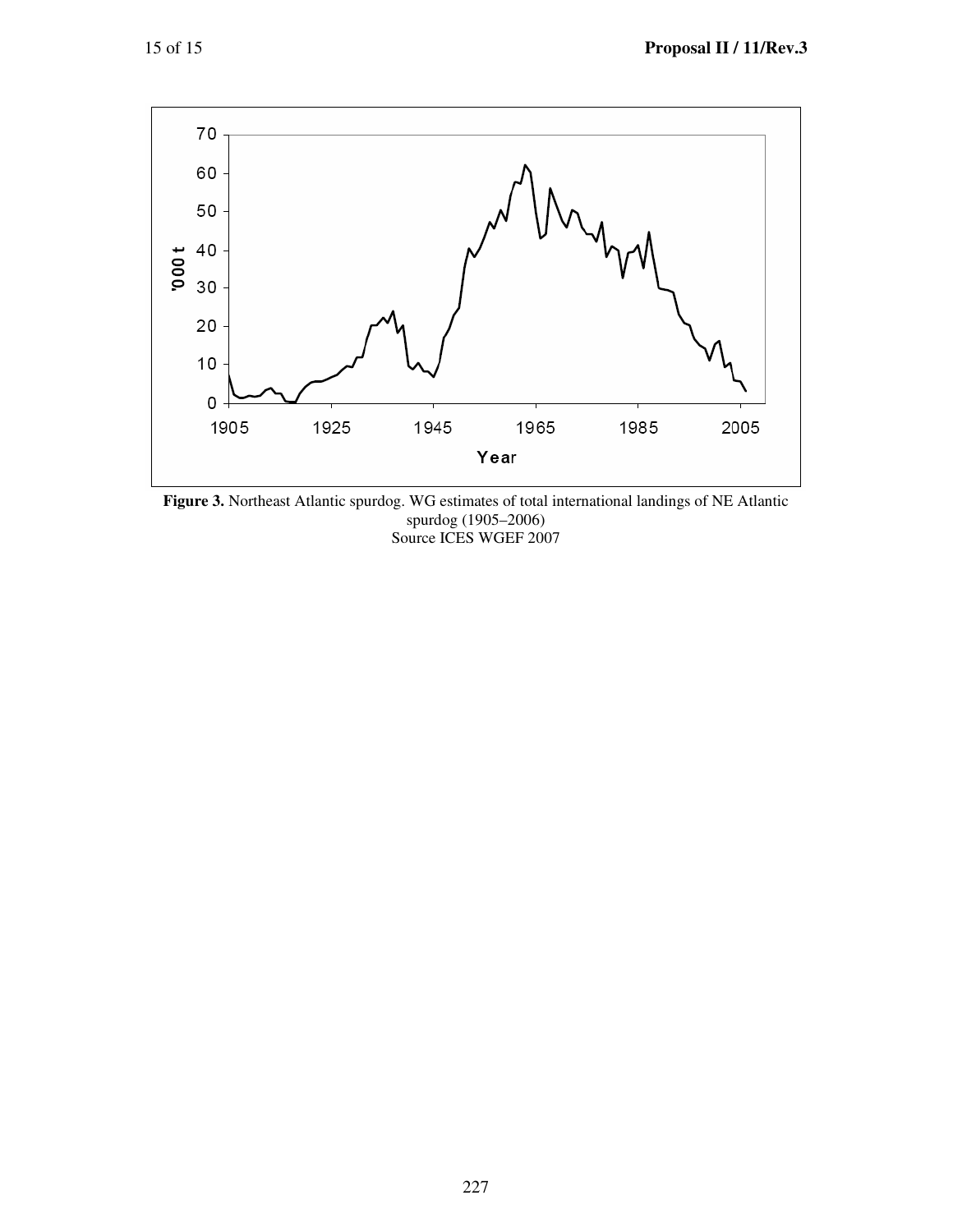70
60
50
40
30
20
10
0

'000 t

1905 1925 1945 1965 1985 2005

Year

**Figure 3.** Northeast Atlantic spurdog. WG estimates of total international landings of NE Atlantic spurdog (1905–2006)
Source ICES WGEF 2007